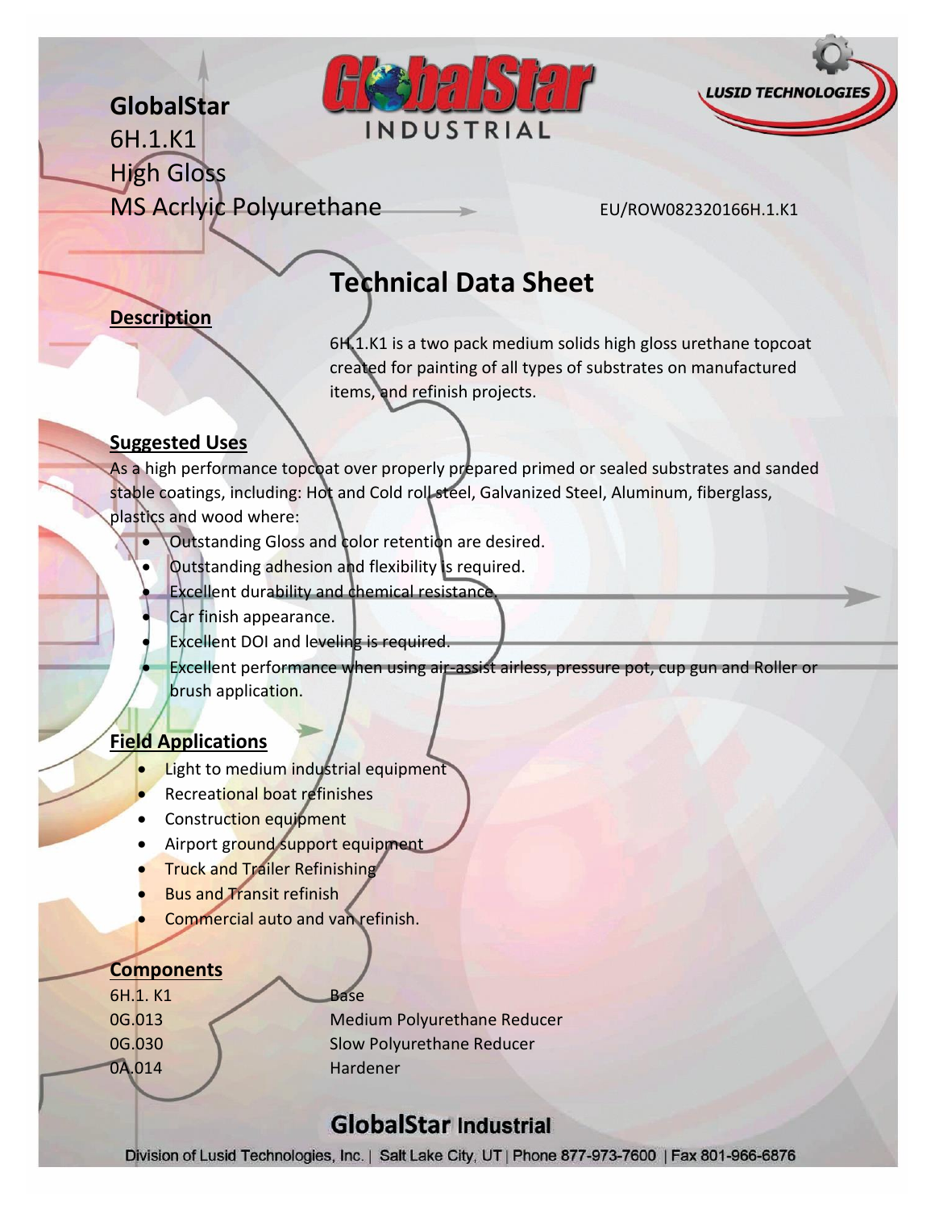# GlobalStar
# 6H.1.K1
# High Gloss
# MS Acrlyic Polyurethane

EU/ROW082320166H.1.K1

## Technical Data Sheet

### Description

6H.1.K1 is a two pack medium solids high gloss urethane topcoat created for painting of all types of substrates on manufactured items, and refinish projects.

### Suggested Uses

As a high performance topcoat over properly prepared primed or sealed substrates and sanded stable coatings, including: Hot and Cold roll steel, Galvanized Steel, Aluminum, fiberglass, plastics and wood where:

- Outstanding Gloss and color retention are desired.
- Outstanding adhesion and flexibility is required.
- Excellent durability and chemical resistance.
- Car finish appearance.
- Excellent DOI and leveling is required.
- Excellent performance when using air-assist airless, pressure pot, cup gun and Roller or brush application.

### Field Applications

- Light to medium industrial equipment
- Recreational boat refinishes
- Construction equipment
- Airport ground support equipment
- Truck and Trailer Refinishing
- Bus and Transit refinish
- Commercial auto and van refinish.

### Components

| | |
|---|---|
| 6H.1. K1 | Base |
| 0G.013 | Medium Polyurethane Reducer |
| 0G.030 | Slow Polyurethane Reducer |
| 0A.014 | Hardener |

**GlobalStar Industrial**

Division of Lusid Technologies, Inc. | Salt Lake City, UT | Phone 877-973-7600 | Fax 801-966-6876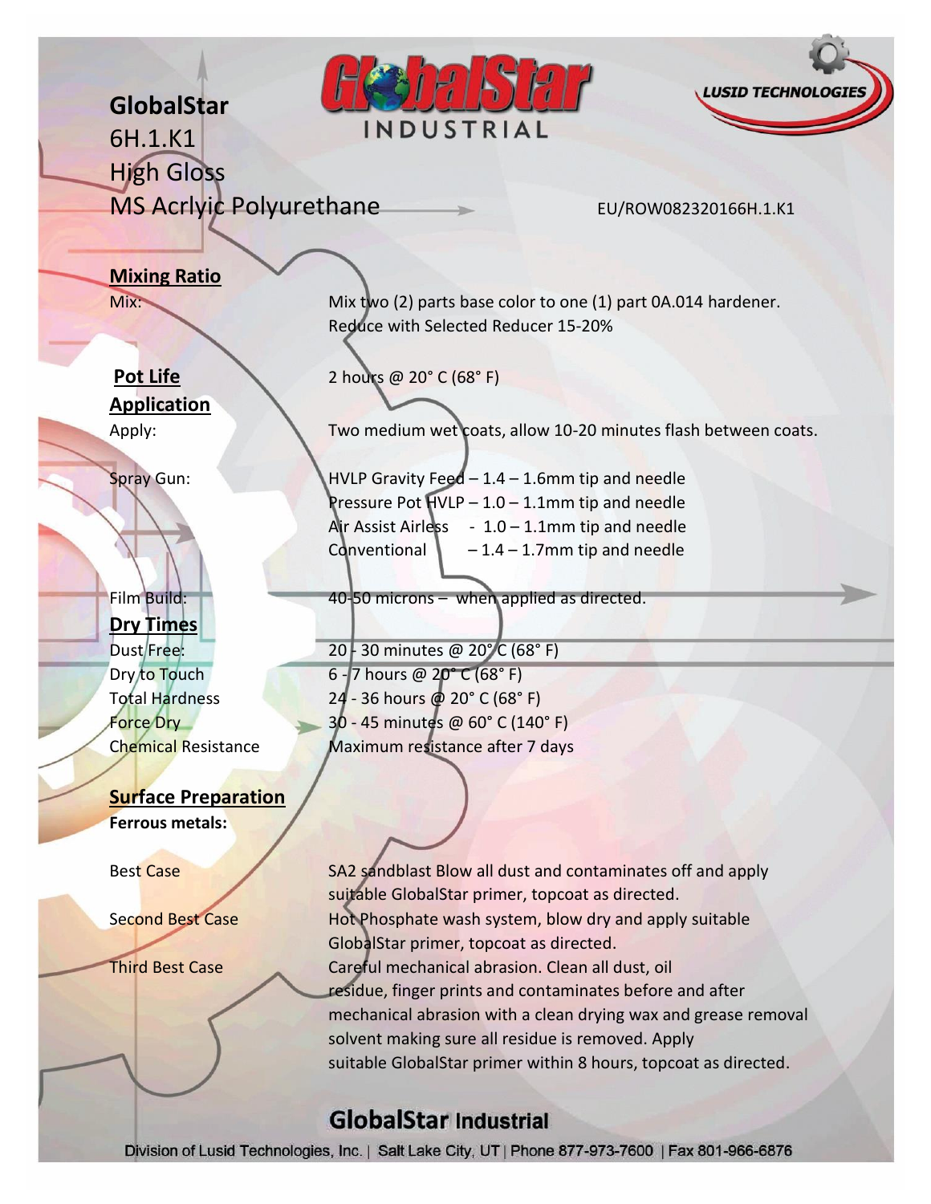# GlobalStar

6H.1.K1

High Gloss

MS Acrlyic Polyurethane

EU/ROW082320166H.1.K1

## Mixing Ratio

Mix: Mix two (2) parts base color to one (1) part 0A.014 hardener. Reduce with Selected Reducer 15-20%

## Pot Life

2 hours @ 20° C (68° F)

## Application

Apply: Two medium wet coats, allow 10-20 minutes flash between coats.

Spray Gun:

- HVLP Gravity Feed – 1.4 – 1.6mm tip and needle
- Pressure Pot HVLP – 1.0 – 1.1mm tip and needle
- Air Assist Airless - 1.0 – 1.1mm tip and needle
- Conventional – 1.4 – 1.7mm tip and needle

Film Build: 40-50 microns – when applied as directed.

## Dry Times

| | |
|---|---|
| Dust Free: | 20 - 30 minutes @ 20° C (68° F) |
| Dry to Touch | 6 - 7 hours @ 20° C (68° F) |
| Total Hardness | 24 - 36 hours @ 20° C (68° F) |
| Force Dry | 30 - 45 minutes @ 60° C (140° F) |
| Chemical Resistance | Maximum resistance after 7 days |

## Surface Preparation

**Ferrous metals:**

Best Case: SA2 sandblast Blow all dust and contaminates off and apply suitable GlobalStar primer, topcoat as directed.

Second Best Case: Hot Phosphate wash system, blow dry and apply suitable GlobalStar primer, topcoat as directed.

Third Best Case: Careful mechanical abrasion. Clean all dust, oil residue, finger prints and contaminates before and after mechanical abrasion with a clean drying wax and grease removal solvent making sure all residue is removed. Apply suitable GlobalStar primer within 8 hours, topcoat as directed.

**GlobalStar Industrial**

Division of Lusid Technologies, Inc. | Salt Lake City, UT | Phone 877-973-7600 | Fax 801-966-6876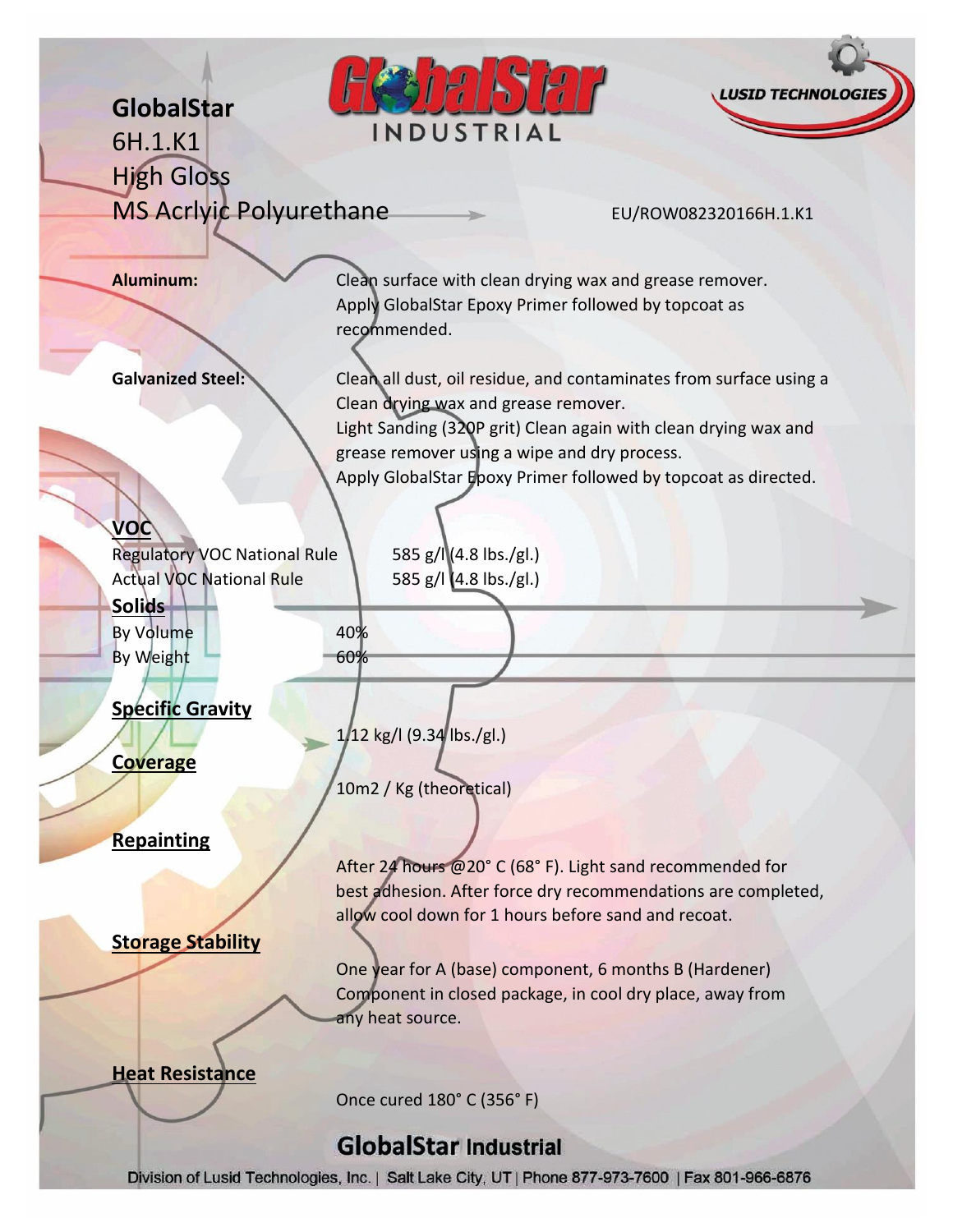# GlobalStar

6H.1.K1

High Gloss

MS Acrlyic Polyurethane

EU/ROW082320166H.1.K1

**Aluminum:**

Clean surface with clean drying wax and grease remover. Apply GlobalStar Epoxy Primer followed by topcoat as recommended.

**Galvanized Steel:**

Clean all dust, oil residue, and contaminates from surface using a Clean drying wax and grease remover.
Light Sanding (320P grit) Clean again with clean drying wax and grease remover using a wipe and dry process.
Apply GlobalStar Epoxy Primer followed by topcoat as directed.

## VOC

| | |
|---|---|
| Regulatory VOC National Rule | 585 g/l (4.8 lbs./gl.) |
| Actual VOC National Rule | 585 g/l (4.8 lbs./gl.) |

## Solids

| | |
|---|---|
| By Volume | 40% |
| By Weight | 60% |

## Specific Gravity

1.12 kg/l (9.34 lbs./gl.)

## Coverage

10m2 / Kg (theoretical)

## Repainting

After 24 hours @20° C (68° F). Light sand recommended for best adhesion. After force dry recommendations are completed, allow cool down for 1 hours before sand and recoat.

## Storage Stability

One year for A (base) component, 6 months B (Hardener) Component in closed package, in cool dry place, away from any heat source.

## Heat Resistance

Once cured 180° C (356° F)

**GlobalStar Industrial**

Division of Lusid Technologies, Inc. | Salt Lake City, UT | Phone 877-973-7600 | Fax 801-966-6876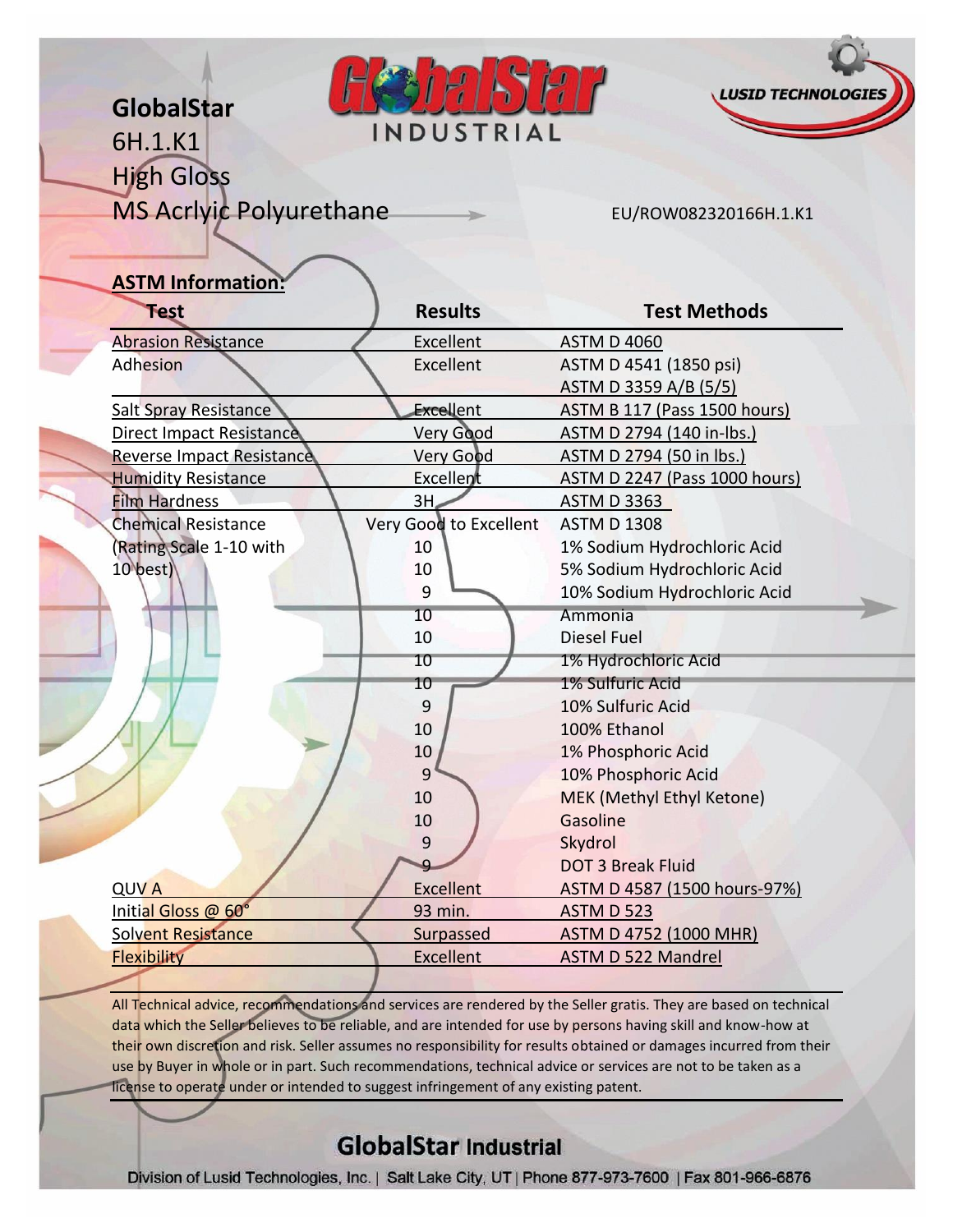**GlobalStar**
6H.1.K1
High Gloss
MS Acrlyic Polyurethane

GlobalStar INDUSTRIAL

LUSID TECHNOLOGIES

EU/ROW082320166H.1.K1

## ASTM Information:

| Test | Results | Test Methods |
|---|---|---|
| Abrasion Resistance | Excellent | ASTM D 4060 |
| Adhesion | Excellent | ASTM D 4541 (1850 psi) ASTM D 3359 A/B (5/5) |
| Salt Spray Resistance | Excellent | ASTM B 117 (Pass 1500 hours) |
| Direct Impact Resistance | Very Good | ASTM D 2794 (140 in-lbs.) |
| Reverse Impact Resistance | Very Good | ASTM D 2794 (50 in lbs.) |
| Humidity Resistance | Excellent | ASTM D 2247 (Pass 1000 hours) |
| Film Hardness | 3H | ASTM D 3363 |
| Chemical Resistance | Very Good to Excellent | ASTM D 1308 |
| (Rating Scale 1-10 with | 10 | 1% Sodium Hydrochloric Acid |
| 10 best) | 10 | 5% Sodium Hydrochloric Acid |
| | 9 | 10% Sodium Hydrochloric Acid |
| | 10 | Ammonia |
| | 10 | Diesel Fuel |
| | 10 | 1% Hydrochloric Acid |
| | 10 | 1% Sulfuric Acid |
| | 9 | 10% Sulfuric Acid |
| | 10 | 100% Ethanol |
| | 10 | 1% Phosphoric Acid |
| | 9 | 10% Phosphoric Acid |
| | 10 | MEK (Methyl Ethyl Ketone) |
| | 10 | Gasoline |
| | 9 | Skydrol |
| | 9 | DOT 3 Break Fluid |
| QUV A | Excellent | ASTM D 4587 (1500 hours-97%) |
| Initial Gloss @ 60° | 93 min. | ASTM D 523 |
| Solvent Resistance | Surpassed | ASTM D 4752 (1000 MHR) |
| Flexibility | Excellent | ASTM D 522 Mandrel |

All Technical advice, recommendations and services are rendered by the Seller gratis. They are based on technical data which the Seller believes to be reliable, and are intended for use by persons having skill and know-how at their own discretion and risk. Seller assumes no responsibility for results obtained or damages incurred from their use by Buyer in whole or in part. Such recommendations, technical advice or services are not to be taken as a license to operate under or intended to suggest infringement of any existing patent.

**GlobalStar Industrial**

Division of Lusid Technologies, Inc. | Salt Lake City, UT | Phone 877-973-7600 | Fax 801-966-6876